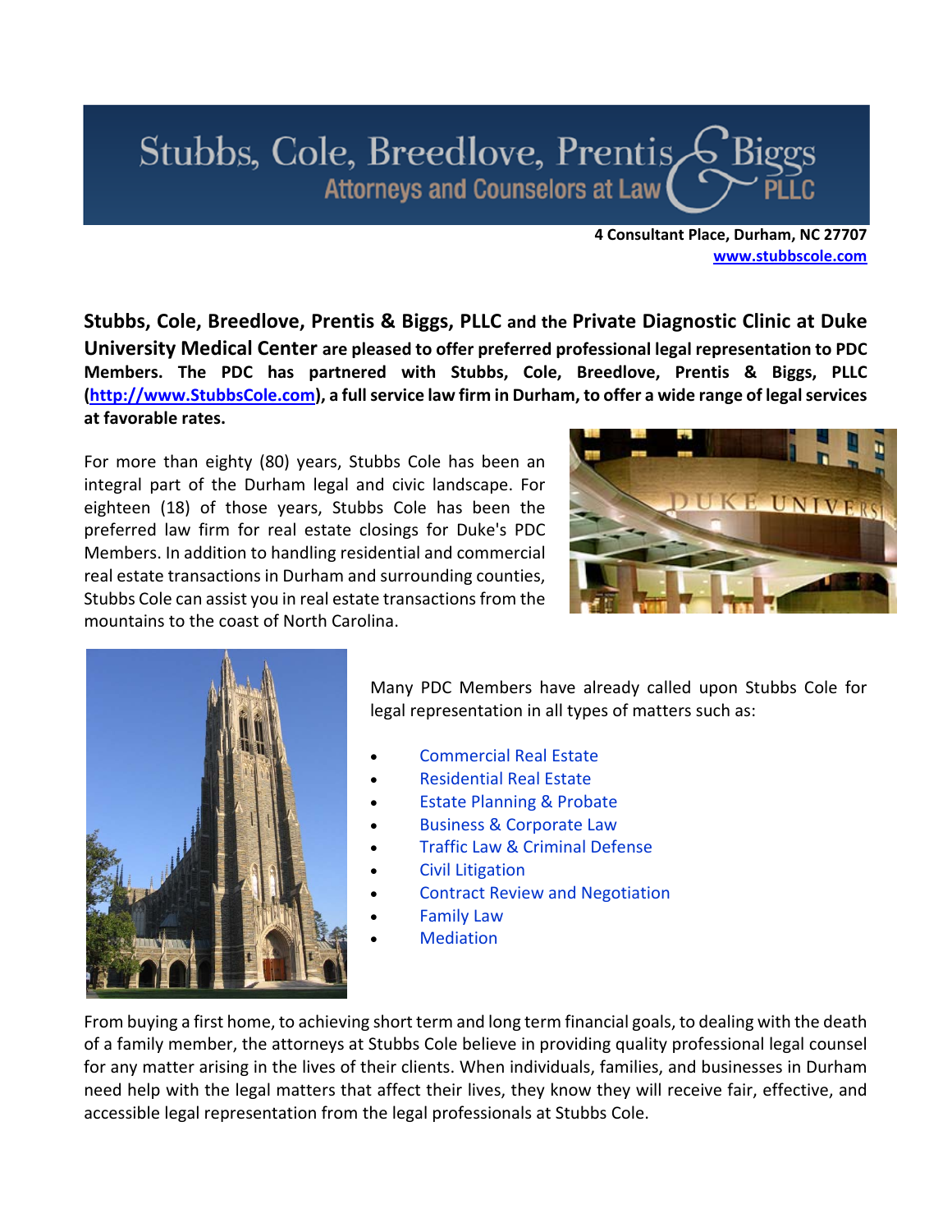# Stubbs, Cole, Breedlove, Prentis & Biggs PLLC

Attorneys and Counselors at Law

**4 Consultant Place, Durham, NC 27707**
**www.stubbscole.com**

**Stubbs, Cole, Breedlove, Prentis & Biggs, PLLC and the Private Diagnostic Clinic at Duke University Medical Center are pleased to offer preferred professional legal representation to PDC Members. The PDC has partnered with Stubbs, Cole, Breedlove, Prentis & Biggs, PLLC (http://www.StubbsCole.com), a full service law firm in Durham, to offer a wide range of legal services at favorable rates.**

For more than eighty (80) years, Stubbs Cole has been an integral part of the Durham legal and civic landscape. For eighteen (18) of those years, Stubbs Cole has been the preferred law firm for real estate closings for Duke's PDC Members. In addition to handling residential and commercial real estate transactions in Durham and surrounding counties, Stubbs Cole can assist you in real estate transactions from the mountains to the coast of North Carolina.

Many PDC Members have already called upon Stubbs Cole for legal representation in all types of matters such as:

- Commercial Real Estate
- Residential Real Estate
- Estate Planning & Probate
- Business & Corporate Law
- Traffic Law & Criminal Defense
- Civil Litigation
- Contract Review and Negotiation
- Family Law
- Mediation

From buying a first home, to achieving short term and long term financial goals, to dealing with the death of a family member, the attorneys at Stubbs Cole believe in providing quality professional legal counsel for any matter arising in the lives of their clients. When individuals, families, and businesses in Durham need help with the legal matters that affect their lives, they know they will receive fair, effective, and accessible legal representation from the legal professionals at Stubbs Cole.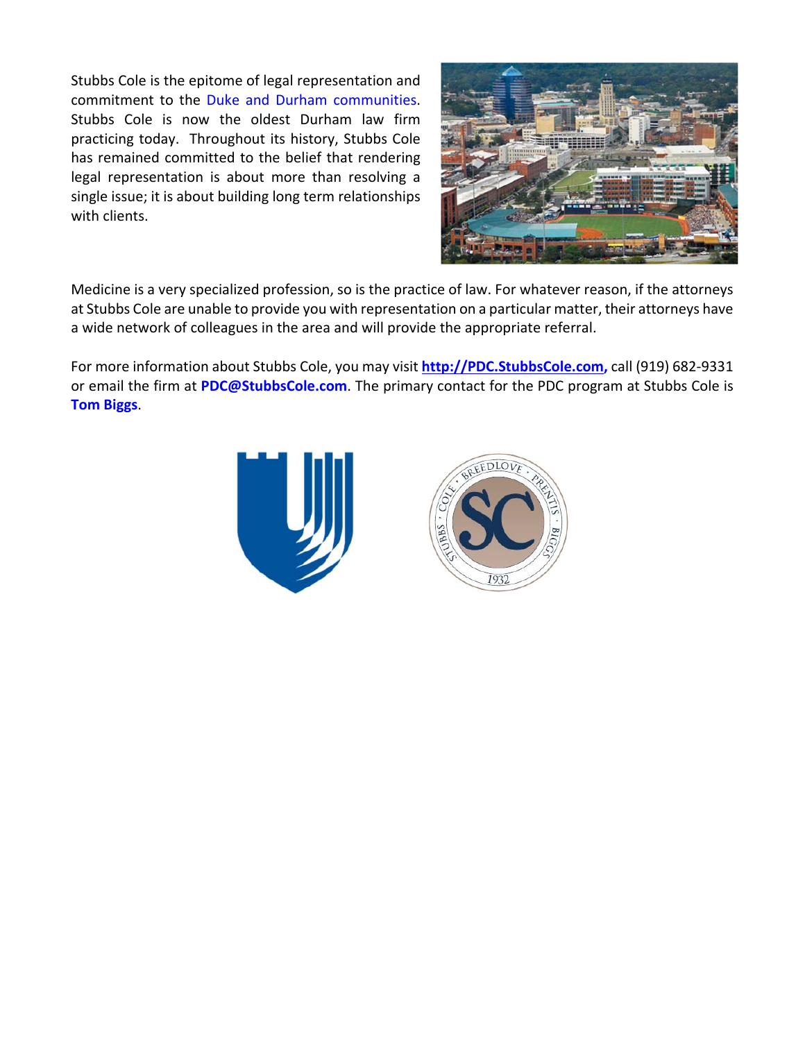Stubbs Cole is the epitome of legal representation and commitment to the Duke and Durham communities. Stubbs Cole is now the oldest Durham law firm practicing today. Throughout its history, Stubbs Cole has remained committed to the belief that rendering legal representation is about more than resolving a single issue; it is about building long term relationships with clients.

Medicine is a very specialized profession, so is the practice of law. For whatever reason, if the attorneys at Stubbs Cole are unable to provide you with representation on a particular matter, their attorneys have a wide network of colleagues in the area and will provide the appropriate referral.

For more information about Stubbs Cole, you may visit **http://PDC.StubbsCole.com,** call (919) 682-9331 or email the firm at **PDC@StubbsCole.com**. The primary contact for the PDC program at Stubbs Cole is **Tom Biggs**.